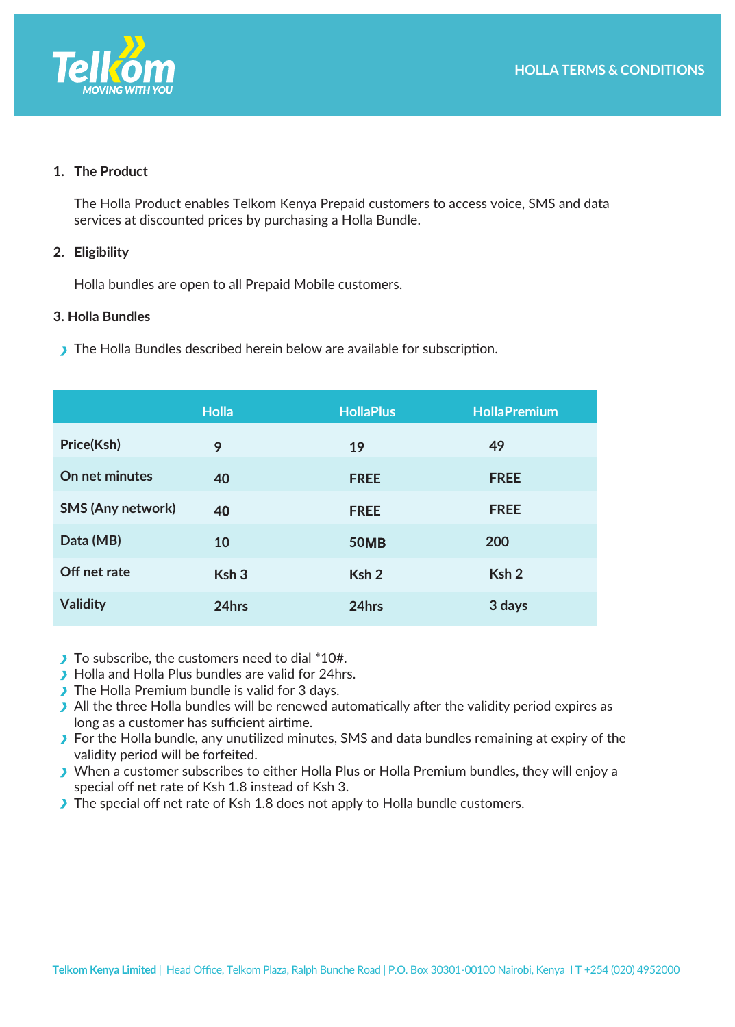# HOLLA TERMS & CONDITIONS

## 1. The Product

The Holla Product enables Telkom Kenya Prepaid customers to access voice, SMS and data services at discounted prices by purchasing a Holla Bundle.

## 2. Eligibility

Holla bundles are open to all Prepaid Mobile customers.

## 3. Holla Bundles

- The Holla Bundles described herein below are available for subscription.

| | Holla | HollaPlus | HollaPremium |
|---|---|---|---|
| Price(Ksh) | 9 | 19 | 49 |
| On net minutes | 40 | FREE | FREE |
| SMS (Any network) | 40 | FREE | FREE |
| Data (MB) | 10 | 50MB | 200 |
| Off net rate | Ksh 3 | Ksh 2 | Ksh 2 |
| Validity | 24hrs | 24hrs | 3 days |

- To subscribe, the customers need to dial *10#.
- Holla and Holla Plus bundles are valid for 24hrs.
- The Holla Premium bundle is valid for 3 days.
- All the three Holla bundles will be renewed automatically after the validity period expires as long as a customer has sufficient airtime.
- For the Holla bundle, any unutilized minutes, SMS and data bundles remaining at expiry of the validity period will be forfeited.
- When a customer subscribes to either Holla Plus or Holla Premium bundles, they will enjoy a special off net rate of Ksh 1.8 instead of Ksh 3.
- The special off net rate of Ksh 1.8 does not apply to Holla bundle customers.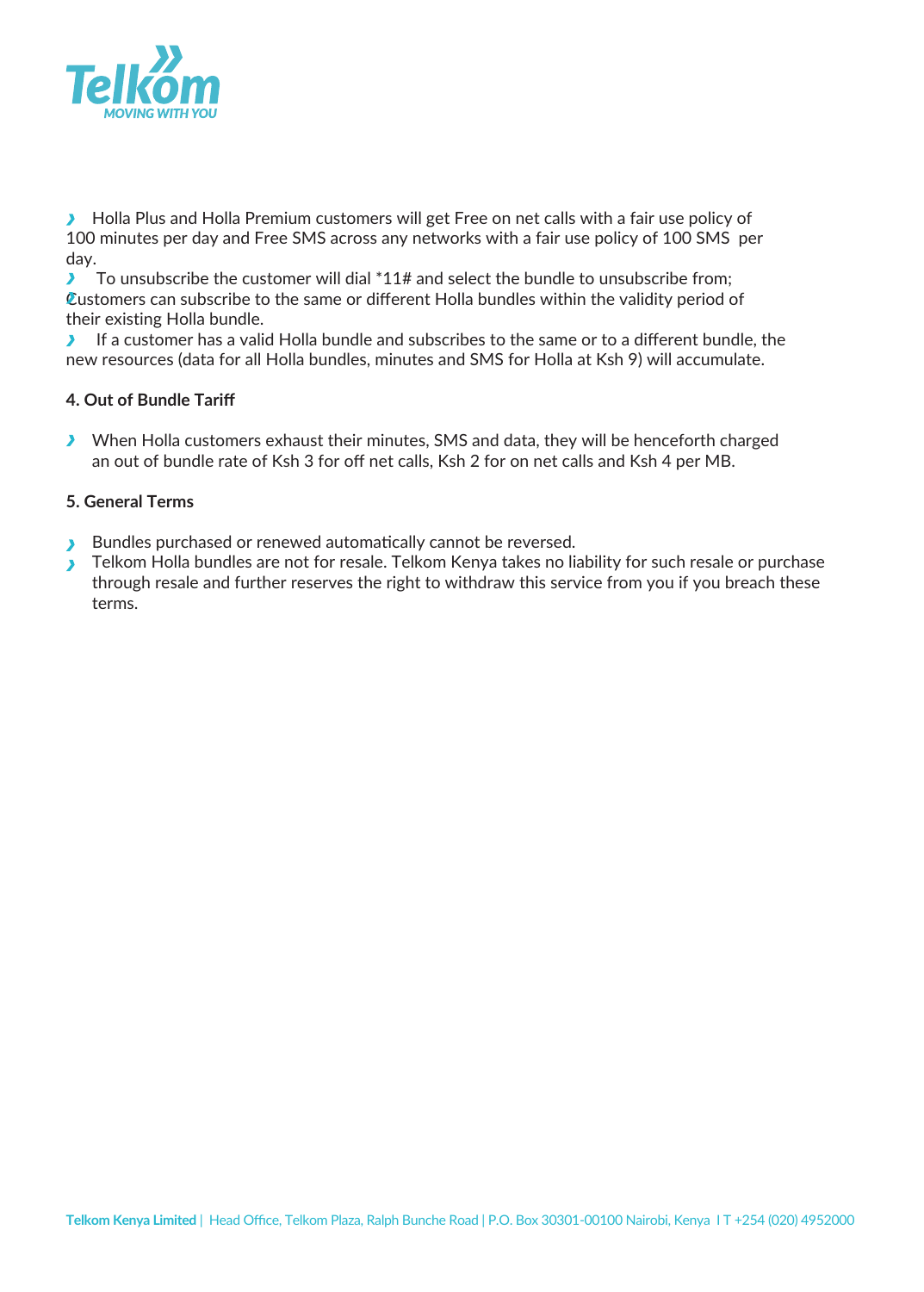- Holla Plus and Holla Premium customers will get Free on net calls with a fair use policy of 100 minutes per day and Free SMS across any networks with a fair use policy of 100 SMS per day.
- To unsubscribe the customer will dial *11# and select the bundle to unsubscribe from;
- Customers can subscribe to the same or different Holla bundles within the validity period of their existing Holla bundle.
- If a customer has a valid Holla bundle and subscribes to the same or to a different bundle, the new resources (data for all Holla bundles, minutes and SMS for Holla at Ksh 9) will accumulate.

**4. Out of Bundle Tariff**

- When Holla customers exhaust their minutes, SMS and data, they will be henceforth charged an out of bundle rate of Ksh 3 for off net calls, Ksh 2 for on net calls and Ksh 4 per MB.

**5. General Terms**

- Bundles purchased or renewed automatically cannot be reversed.
- Telkom Holla bundles are not for resale. Telkom Kenya takes no liability for such resale or purchase through resale and further reserves the right to withdraw this service from you if you breach these terms.